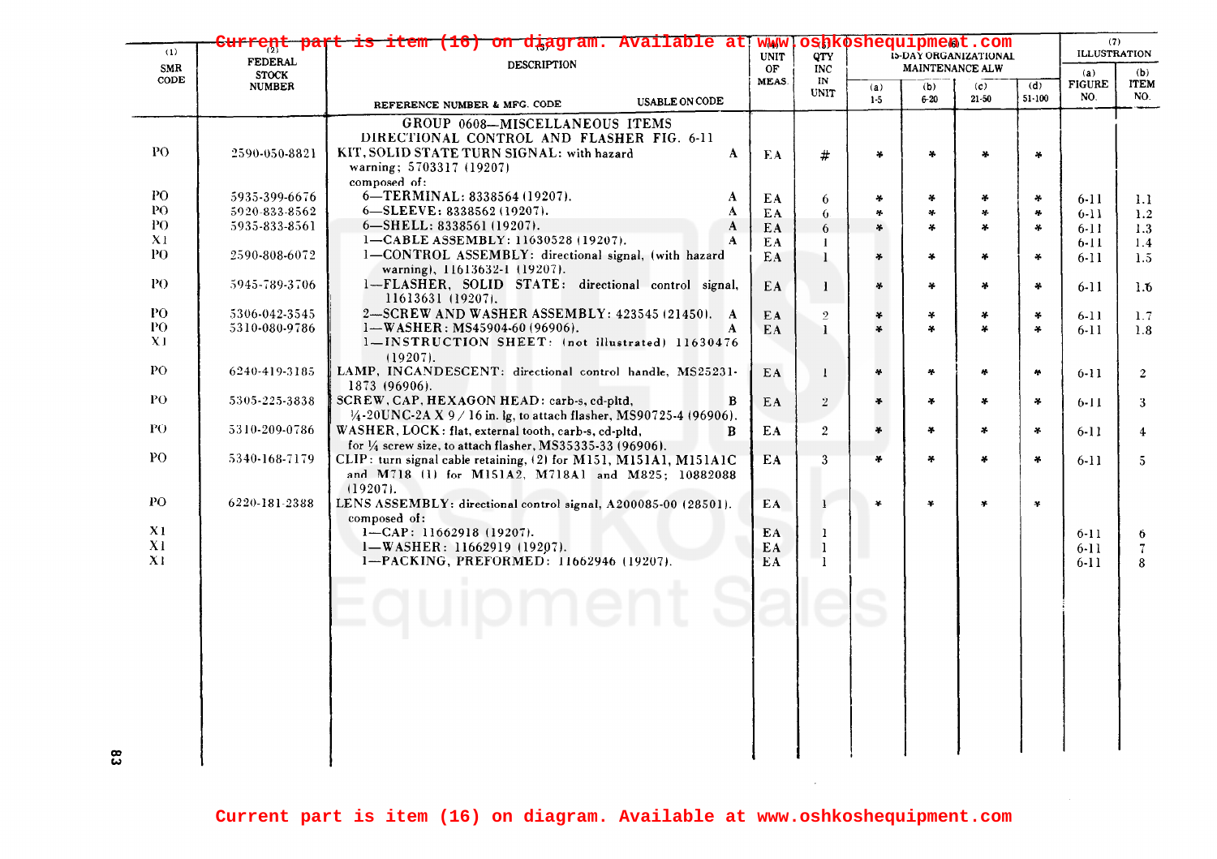Current part is item (16) on diagram. Available at www.oshkoshequipment.com

| (1) SMR CODE | (2) FEDERAL STOCK NUMBER | (3) DESCRIPTION REFERENCE NUMBER & MFG. CODE | USABLE ON CODE | (4) UNIT OF MEAS. | (5) QTY INC IN UNIT | (6) 15-DAY ORGANIZATIONAL MAINTENANCE ALW (a) 1-5 | (b) 6-20 | (c) 21-50 | (d) 51-100 | (7) ILLUSTRATION (a) FIGURE NO. | (b) ITEM NO. |
|---|---|---|---|---|---|---|---|---|---|---|---|
| | | GROUP 0608—MISCELLANEOUS ITEMS DIRECTIONAL CONTROL AND FLASHER FIG. 6-11 | | | | | | | | | |
| PO | 2590-050-8821 | KIT, SOLID STATE TURN SIGNAL: with hazard warning; 5703317 (19207) composed of: | A | EA | # | * | * | * | * | | |
| PO | 5935-399-6676 | 6—TERMINAL: 8338564 (19207). | A | EA | 6 | * | * | * | * | 6-11 | 1.1 |
| PO | 5920-833-8562 | 6—SLEEVE: 8338562 (19207). | A | EA | 6 | * | * | * | * | 6-11 | 1.2 |
| PO | 5935-833-8561 | 6—SHELL: 8338561 (19207). | A | EA | 6 | * | * | * | * | 6-11 | 1.3 |
| X1 | | 1—CABLE ASSEMBLY: 11630528 (19207). | A | EA | 1 | | | | | 6-11 | 1.4 |
| PO | 2590-808-6072 | 1—CONTROL ASSEMBLY: directional signal, (with hazard warning), 11613632-1 (19207). | | EA | 1 | * | * | * | * | 6-11 | 1.5 |
| PO | 5945-789-3706 | 1—FLASHER, SOLID STATE: directional control signal, 11613631 (19207). | | EA | 1 | * | * | * | * | 6-11 | 1.6 |
| PO | 5306-042-3545 | 2—SCREW AND WASHER ASSEMBLY: 423545 (21450). | A | EA | 2 | * | * | * | * | 6-11 | 1.7 |
| PO | 5310-080-9786 | 1—WASHER: MS45904-60 (96906). | A | EA | 1 | * | * | * | * | 6-11 | 1.8 |
| X1 | | 1—INSTRUCTION SHEET: (not illustrated) 11630476 (19207). | | | | | | | | | |
| PO | 6240-419-3185 | LAMP, INCANDESCENT: directional control handle, MS25231-1873 (96906). | | EA | 1 | * | * | * | * | 6-11 | 2 |
| PO | 5305-225-3838 | SCREW, CAP, HEXAGON HEAD: carb-s, cd-pltd, ¼-20UNC-2A X 9/16 in. lg, to attach flasher, MS90725-4 (96906). | B | EA | 2 | * | * | * | * | 6-11 | 3 |
| PO | 5310-209-0786 | WASHER, LOCK: flat, external tooth, carb-s, cd-pltd, for ¼ screw size, to attach flasher, MS35335-33 (96906). | B | EA | 2 | * | * | * | * | 6-11 | 4 |
| PO | 5340-168-7179 | CLIP: turn signal cable retaining, (2) for M151, M151A1, M151A1C and M718 (1) for M151A2, M718A1 and M825; 10882088 (19207). | | EA | 3 | * | * | * | * | 6-11 | 5 |
| PO | 6220-181-2388 | LENS ASSEMBLY: directional control signal, A200085-00 (28501). composed of: | | EA | 1 | * | * | * | * | | |
| X1 | | 1—CAP: 11662918 (19207). | | EA | 1 | | | | | 6-11 | 6 |
| X1 | | 1—WASHER: 11662919 (19207). | | EA | 1 | | | | | 6-11 | 7 |
| X1 | | 1—PACKING, PREFORMED: 11662946 (19207). | | EA | 1 | | | | | 6-11 | 8 |

Current part is item (16) on diagram. Available at www.oshkoshequipment.com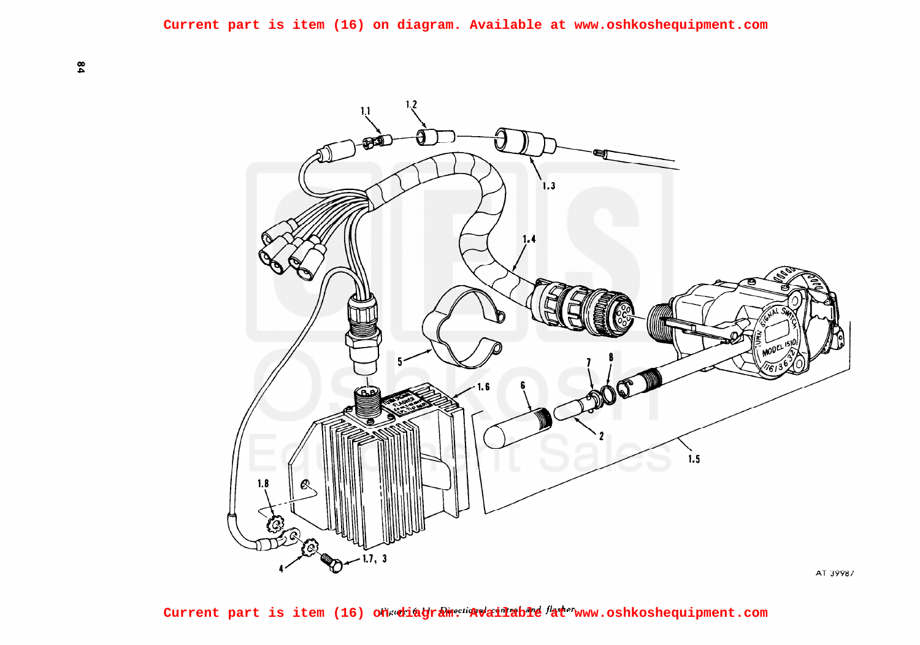Current part is item (16) on diagram. Available at www.oshkoshequipment.com

1.1

1.2

1.3

1.4

1.5

1.6

1.7, 3

1.8

2

4

5

6

7

8

AT 39987

Figure 16. Directional control and flasher.

Current part is item (16) on diagram. Available at www.oshkoshequipment.com